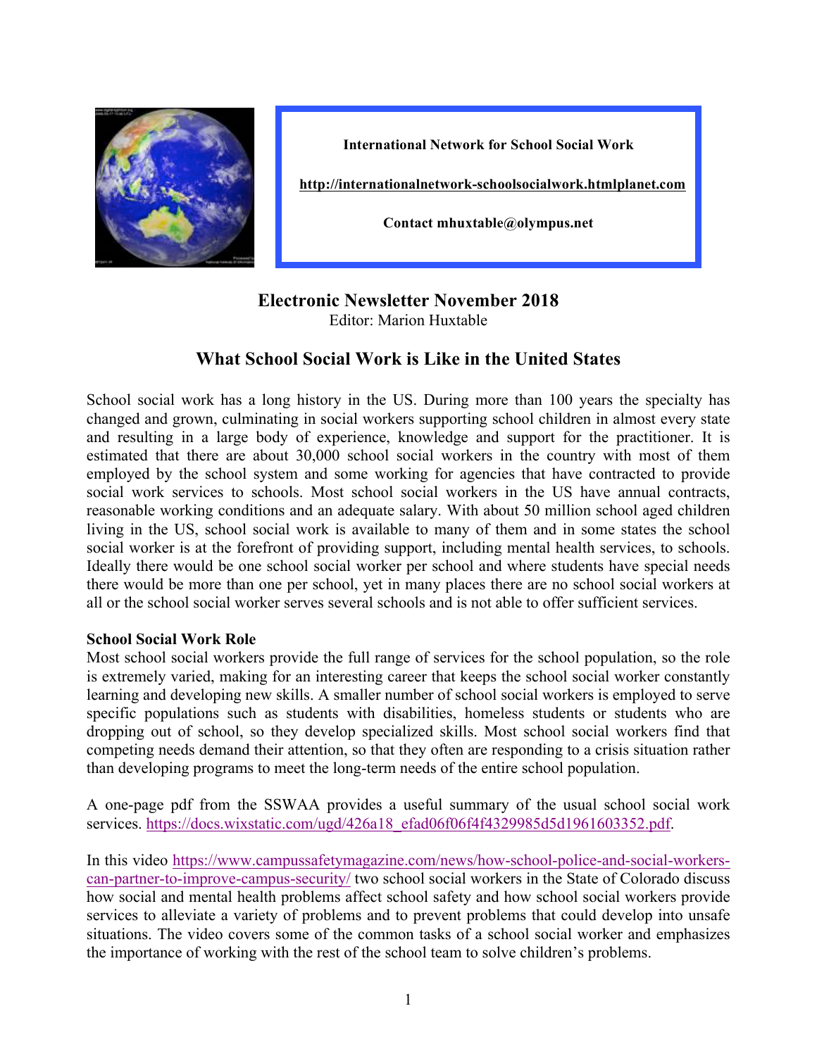**International Network for School Social Work**

**http://internationalnetwork-schoolsocialwork.htmlplanet.com**

**Contact mhuxtable@olympus.net**

# Electronic Newsletter November 2018

Editor: Marion Huxtable

## What School Social Work is Like in the United States

School social work has a long history in the US. During more than 100 years the specialty has changed and grown, culminating in social workers supporting school children in almost every state and resulting in a large body of experience, knowledge and support for the practitioner. It is estimated that there are about 30,000 school social workers in the country with most of them employed by the school system and some working for agencies that have contracted to provide social work services to schools. Most school social workers in the US have annual contracts, reasonable working conditions and an adequate salary. With about 50 million school aged children living in the US, school social work is available to many of them and in some states the school social worker is at the forefront of providing support, including mental health services, to schools. Ideally there would be one school social worker per school and where students have special needs there would be more than one per school, yet in many places there are no school social workers at all or the school social worker serves several schools and is not able to offer sufficient services.

**School Social Work Role**

Most school social workers provide the full range of services for the school population, so the role is extremely varied, making for an interesting career that keeps the school social worker constantly learning and developing new skills. A smaller number of school social workers is employed to serve specific populations such as students with disabilities, homeless students or students who are dropping out of school, so they develop specialized skills. Most school social workers find that competing needs demand their attention, so that they often are responding to a crisis situation rather than developing programs to meet the long-term needs of the entire school population.

A one-page pdf from the SSWAA provides a useful summary of the usual school social work services. https://docs.wixstatic.com/ugd/426a18_efad06f06f4f4329985d5d1961603352.pdf.

In this video https://www.campussafetymagazine.com/news/how-school-police-and-social-workers-can-partner-to-improve-campus-security/ two school social workers in the State of Colorado discuss how social and mental health problems affect school safety and how school social workers provide services to alleviate a variety of problems and to prevent problems that could develop into unsafe situations. The video covers some of the common tasks of a school social worker and emphasizes the importance of working with the rest of the school team to solve children's problems.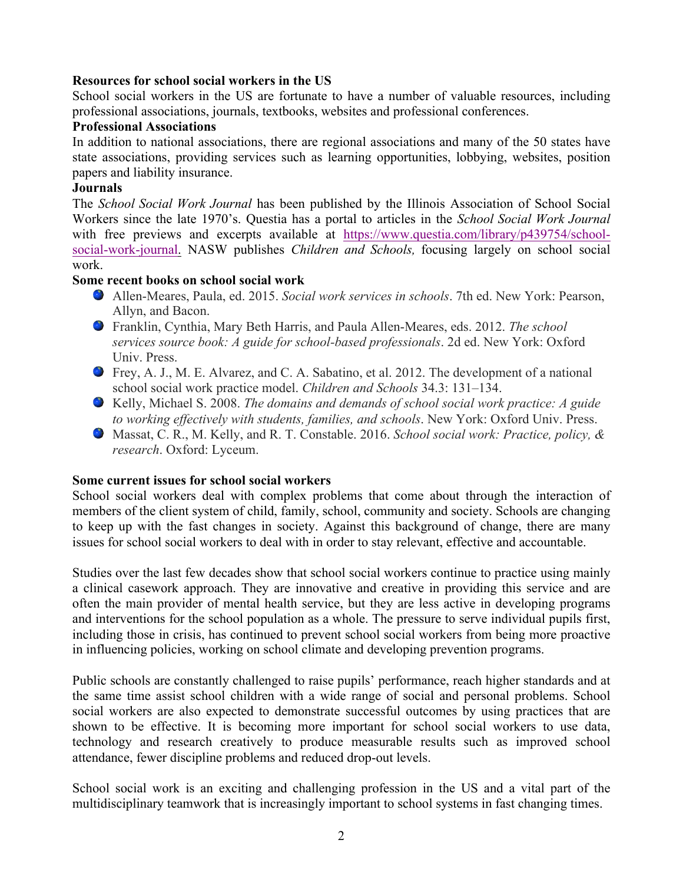**Resources for school social workers in the US**

School social workers in the US are fortunate to have a number of valuable resources, including professional associations, journals, textbooks, websites and professional conferences.

**Professional Associations**

In addition to national associations, there are regional associations and many of the 50 states have state associations, providing services such as learning opportunities, lobbying, websites, position papers and liability insurance.

**Journals**

The *School Social Work Journal* has been published by the Illinois Association of School Social Workers since the late 1970's. Questia has a portal to articles in the *School Social Work Journal* with free previews and excerpts available at [https://www.questia.com/library/p439754/school-social-work-journal](https://www.questia.com/library/p439754/school-social-work-journal). NASW publishes *Children and Schools,* focusing largely on school social work.

**Some recent books on school social work**

- Allen-Meares, Paula, ed. 2015. *Social work services in schools*. 7th ed. New York: Pearson, Allyn, and Bacon.
- Franklin, Cynthia, Mary Beth Harris, and Paula Allen-Meares, eds. 2012. *The school services source book: A guide for school-based professionals*. 2d ed. New York: Oxford Univ. Press.
- Frey, A. J., M. E. Alvarez, and C. A. Sabatino, et al. 2012. The development of a national school social work practice model. *Children and Schools* 34.3: 131–134.
- Kelly, Michael S. 2008. *The domains and demands of school social work practice: A guide to working effectively with students, families, and schools*. New York: Oxford Univ. Press.
- Massat, C. R., M. Kelly, and R. T. Constable. 2016. *School social work: Practice, policy, & research*. Oxford: Lyceum.

**Some current issues for school social workers**

School social workers deal with complex problems that come about through the interaction of members of the client system of child, family, school, community and society. Schools are changing to keep up with the fast changes in society. Against this background of change, there are many issues for school social workers to deal with in order to stay relevant, effective and accountable.

Studies over the last few decades show that school social workers continue to practice using mainly a clinical casework approach. They are innovative and creative in providing this service and are often the main provider of mental health service, but they are less active in developing programs and interventions for the school population as a whole. The pressure to serve individual pupils first, including those in crisis, has continued to prevent school social workers from being more proactive in influencing policies, working on school climate and developing prevention programs.

Public schools are constantly challenged to raise pupils' performance, reach higher standards and at the same time assist school children with a wide range of social and personal problems. School social workers are also expected to demonstrate successful outcomes by using practices that are shown to be effective. It is becoming more important for school social workers to use data, technology and research creatively to produce measurable results such as improved school attendance, fewer discipline problems and reduced drop-out levels.

School social work is an exciting and challenging profession in the US and a vital part of the multidisciplinary teamwork that is increasingly important to school systems in fast changing times.